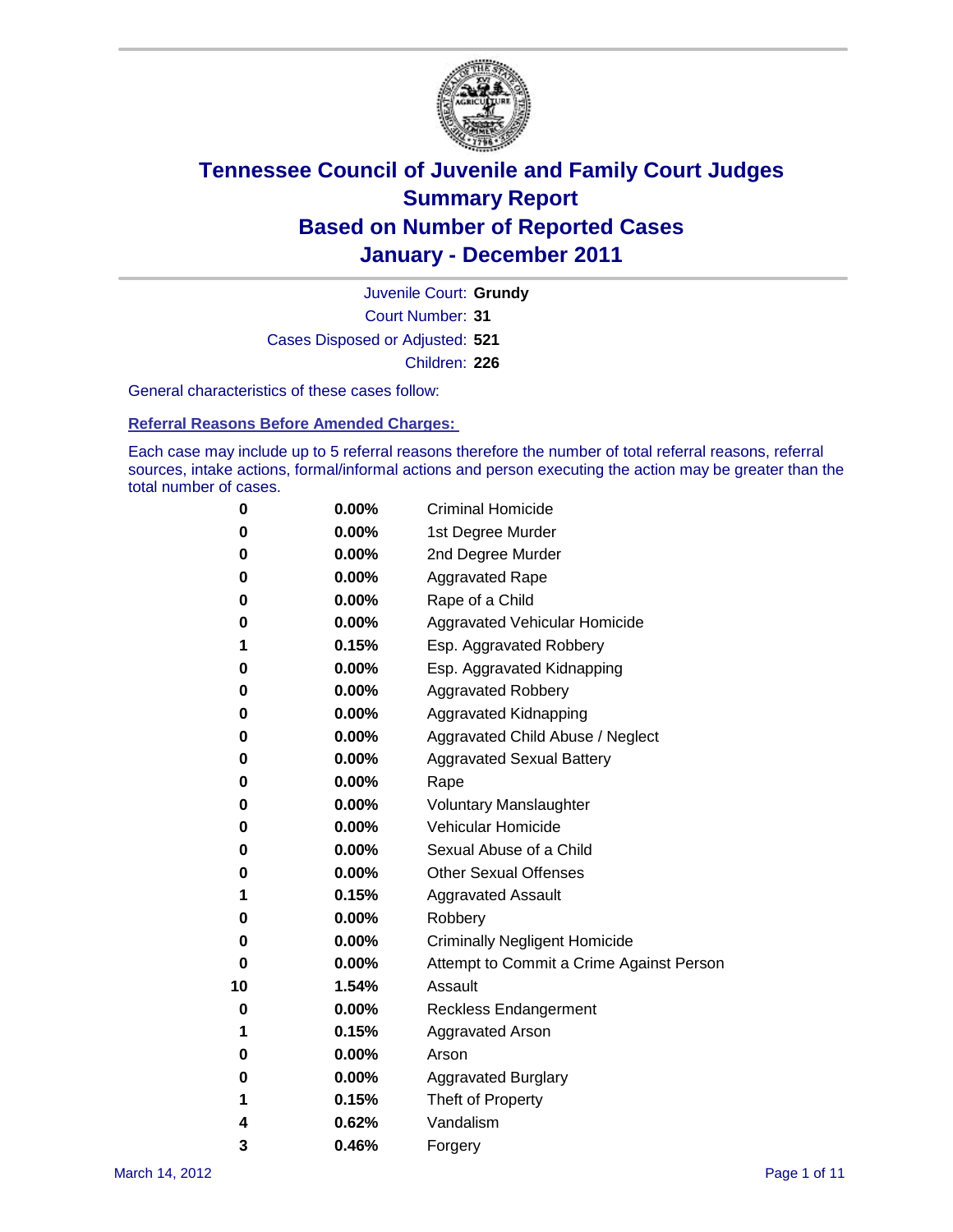# Tennessee Council of Juvenile and Family Court Judges
## Summary Report
## Based on Number of Reported Cases
## January - December 2011

Juvenile Court: **Grundy**

Court Number: **31**

Cases Disposed or Adjusted: **521**

Children: **226**

General characteristics of these cases follow:

### Referral Reasons Before Amended Charges:

Each case may include up to 5 referral reasons therefore the number of total referral reasons, referral sources, intake actions, formal/informal actions and person executing the action may be greater than the total number of cases.

| Count | Percent | Referral Reason |
|---|---|---|
| 0 | 0.00% | Criminal Homicide |
| 0 | 0.00% | 1st Degree Murder |
| 0 | 0.00% | 2nd Degree Murder |
| 0 | 0.00% | Aggravated Rape |
| 0 | 0.00% | Rape of a Child |
| 0 | 0.00% | Aggravated Vehicular Homicide |
| 1 | 0.15% | Esp. Aggravated Robbery |
| 0 | 0.00% | Esp. Aggravated Kidnapping |
| 0 | 0.00% | Aggravated Robbery |
| 0 | 0.00% | Aggravated Kidnapping |
| 0 | 0.00% | Aggravated Child Abuse / Neglect |
| 0 | 0.00% | Aggravated Sexual Battery |
| 0 | 0.00% | Rape |
| 0 | 0.00% | Voluntary Manslaughter |
| 0 | 0.00% | Vehicular Homicide |
| 0 | 0.00% | Sexual Abuse of a Child |
| 0 | 0.00% | Other Sexual Offenses |
| 1 | 0.15% | Aggravated Assault |
| 0 | 0.00% | Robbery |
| 0 | 0.00% | Criminally Negligent Homicide |
| 0 | 0.00% | Attempt to Commit a Crime Against Person |
| 10 | 1.54% | Assault |
| 0 | 0.00% | Reckless Endangerment |
| 1 | 0.15% | Aggravated Arson |
| 0 | 0.00% | Arson |
| 0 | 0.00% | Aggravated Burglary |
| 1 | 0.15% | Theft of Property |
| 4 | 0.62% | Vandalism |
| 3 | 0.46% | Forgery |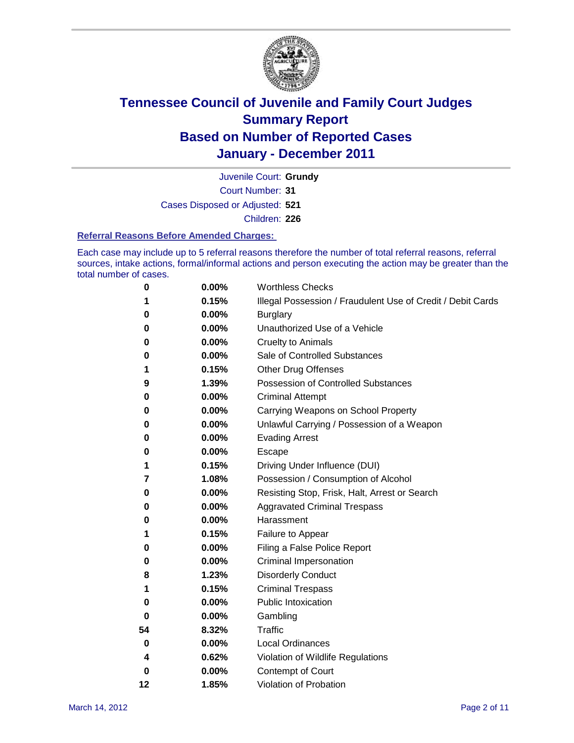# Tennessee Council of Juvenile and Family Court Judges
## Summary Report
## Based on Number of Reported Cases
## January - December 2011

Juvenile Court: **Grundy**

Court Number: **31**

Cases Disposed or Adjusted: **521**

Children: **226**

### Referral Reasons Before Amended Charges:

Each case may include up to 5 referral reasons therefore the number of total referral reasons, referral sources, intake actions, formal/informal actions and person executing the action may be greater than the total number of cases.

| | | |
|---|---|---|
| 0 | 0.00% | Worthless Checks |
| 1 | 0.15% | Illegal Possession / Fraudulent Use of Credit / Debit Cards |
| 0 | 0.00% | Burglary |
| 0 | 0.00% | Unauthorized Use of a Vehicle |
| 0 | 0.00% | Cruelty to Animals |
| 0 | 0.00% | Sale of Controlled Substances |
| 1 | 0.15% | Other Drug Offenses |
| 9 | 1.39% | Possession of Controlled Substances |
| 0 | 0.00% | Criminal Attempt |
| 0 | 0.00% | Carrying Weapons on School Property |
| 0 | 0.00% | Unlawful Carrying / Possession of a Weapon |
| 0 | 0.00% | Evading Arrest |
| 0 | 0.00% | Escape |
| 1 | 0.15% | Driving Under Influence (DUI) |
| 7 | 1.08% | Possession / Consumption of Alcohol |
| 0 | 0.00% | Resisting Stop, Frisk, Halt, Arrest or Search |
| 0 | 0.00% | Aggravated Criminal Trespass |
| 0 | 0.00% | Harassment |
| 1 | 0.15% | Failure to Appear |
| 0 | 0.00% | Filing a False Police Report |
| 0 | 0.00% | Criminal Impersonation |
| 8 | 1.23% | Disorderly Conduct |
| 1 | 0.15% | Criminal Trespass |
| 0 | 0.00% | Public Intoxication |
| 0 | 0.00% | Gambling |
| 54 | 8.32% | Traffic |
| 0 | 0.00% | Local Ordinances |
| 4 | 0.62% | Violation of Wildlife Regulations |
| 0 | 0.00% | Contempt of Court |
| 12 | 1.85% | Violation of Probation |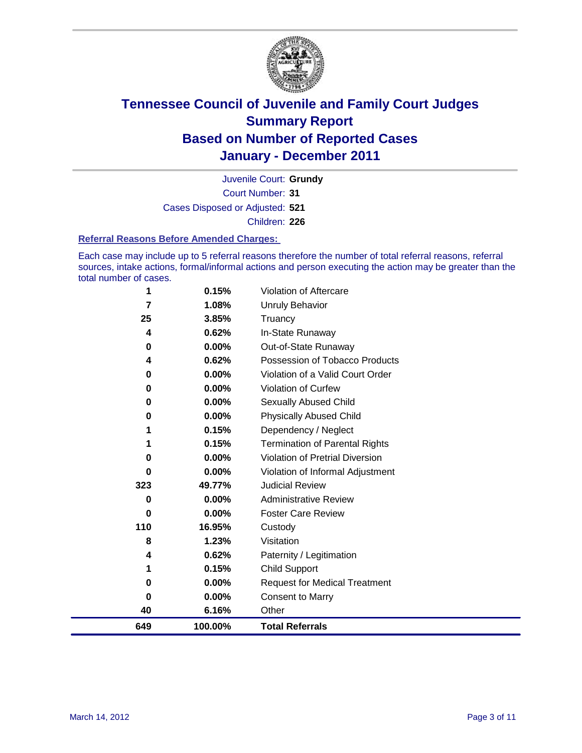# Tennessee Council of Juvenile and Family Court Judges
## Summary Report
## Based on Number of Reported Cases
## January - December 2011

Juvenile Court: **Grundy**

Court Number: **31**

Cases Disposed or Adjusted: **521**

Children: **226**

### Referral Reasons Before Amended Charges:

Each case may include up to 5 referral reasons therefore the number of total referral reasons, referral sources, intake actions, formal/informal actions and person executing the action may be greater than the total number of cases.

| | | |
|---|---|---|
| 1 | 0.15% | Violation of Aftercare |
| 7 | 1.08% | Unruly Behavior |
| 25 | 3.85% | Truancy |
| 4 | 0.62% | In-State Runaway |
| 0 | 0.00% | Out-of-State Runaway |
| 4 | 0.62% | Possession of Tobacco Products |
| 0 | 0.00% | Violation of a Valid Court Order |
| 0 | 0.00% | Violation of Curfew |
| 0 | 0.00% | Sexually Abused Child |
| 0 | 0.00% | Physically Abused Child |
| 1 | 0.15% | Dependency / Neglect |
| 1 | 0.15% | Termination of Parental Rights |
| 0 | 0.00% | Violation of Pretrial Diversion |
| 0 | 0.00% | Violation of Informal Adjustment |
| 323 | 49.77% | Judicial Review |
| 0 | 0.00% | Administrative Review |
| 0 | 0.00% | Foster Care Review |
| 110 | 16.95% | Custody |
| 8 | 1.23% | Visitation |
| 4 | 0.62% | Paternity / Legitimation |
| 1 | 0.15% | Child Support |
| 0 | 0.00% | Request for Medical Treatment |
| 0 | 0.00% | Consent to Marry |
| 40 | 6.16% | Other |
| **649** | **100.00%** | **Total Referrals** |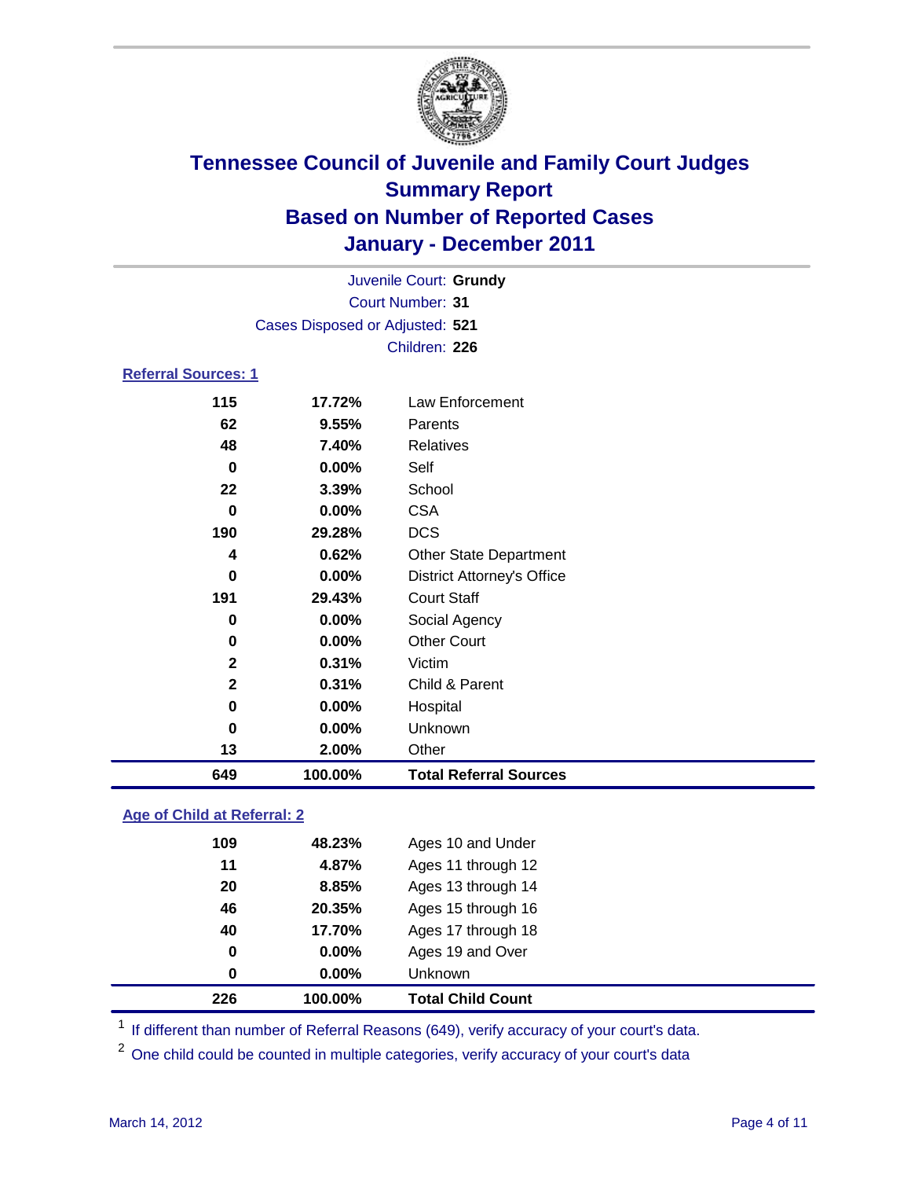# Tennessee Council of Juvenile and Family Court Judges
## Summary Report
## Based on Number of Reported Cases
## January - December 2011

Juvenile Court: **Grundy**
Court Number: **31**
Cases Disposed or Adjusted: **521**
Children: **226**

### Referral Sources: 1

| Count | Percent | Source |
|---|---|---|
| 115 | 17.72% | Law Enforcement |
| 62 | 9.55% | Parents |
| 48 | 7.40% | Relatives |
| 0 | 0.00% | Self |
| 22 | 3.39% | School |
| 0 | 0.00% | CSA |
| 190 | 29.28% | DCS |
| 4 | 0.62% | Other State Department |
| 0 | 0.00% | District Attorney's Office |
| 191 | 29.43% | Court Staff |
| 0 | 0.00% | Social Agency |
| 0 | 0.00% | Other Court |
| 2 | 0.31% | Victim |
| 2 | 0.31% | Child & Parent |
| 0 | 0.00% | Hospital |
| 0 | 0.00% | Unknown |
| 13 | 2.00% | Other |
| **649** | **100.00%** | **Total Referral Sources** |

### Age of Child at Referral: 2

| Count | Percent | Age |
|---|---|---|
| 109 | 48.23% | Ages 10 and Under |
| 11 | 4.87% | Ages 11 through 12 |
| 20 | 8.85% | Ages 13 through 14 |
| 46 | 20.35% | Ages 15 through 16 |
| 40 | 17.70% | Ages 17 through 18 |
| 0 | 0.00% | Ages 19 and Over |
| 0 | 0.00% | Unknown |
| **226** | **100.00%** | **Total Child Count** |

[1] If different than number of Referral Reasons (649), verify accuracy of your court's data.

[2] One child could be counted in multiple categories, verify accuracy of your court's data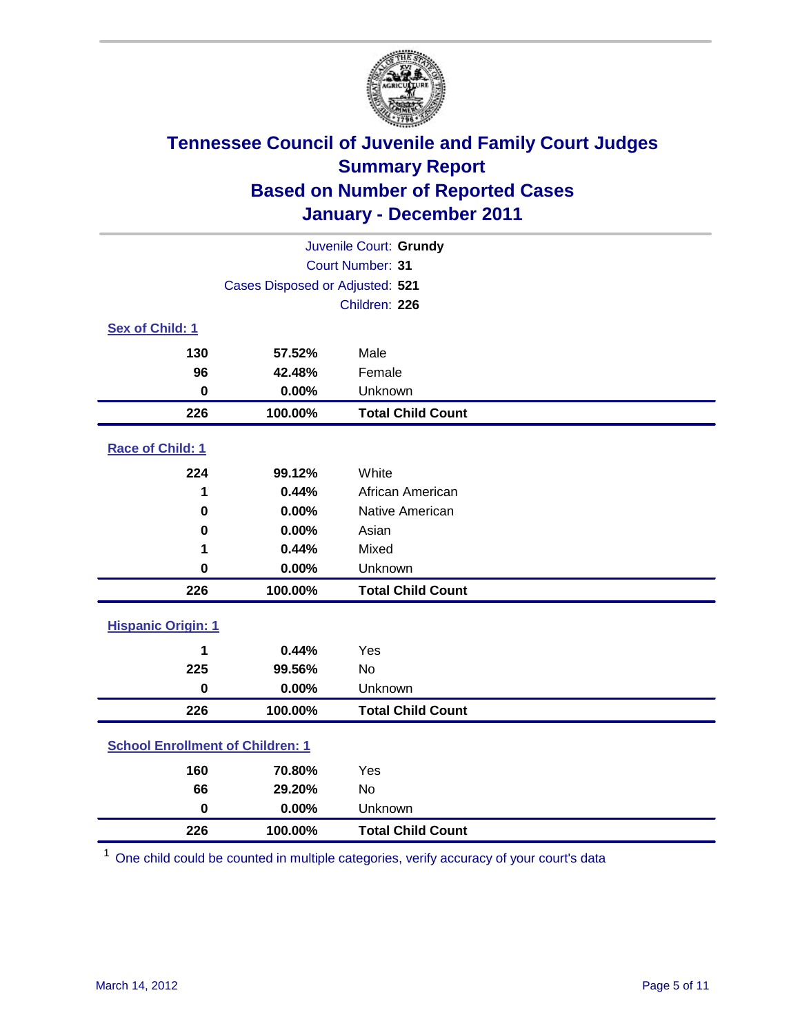# Tennessee Council of Juvenile and Family Court Judges
## Summary Report
## Based on Number of Reported Cases
## January - December 2011

Juvenile Court: **Grundy**
Court Number: **31**
Cases Disposed or Adjusted: **521**
Children: **226**

### Sex of Child: 1

| Count | Percent | Category |
|---|---|---|
| 130 | 57.52% | Male |
| 96 | 42.48% | Female |
| 0 | 0.00% | Unknown |
| **226** | **100.00%** | **Total Child Count** |

### Race of Child: 1

| Count | Percent | Category |
|---|---|---|
| 224 | 99.12% | White |
| 1 | 0.44% | African American |
| 0 | 0.00% | Native American |
| 0 | 0.00% | Asian |
| 1 | 0.44% | Mixed |
| 0 | 0.00% | Unknown |
| **226** | **100.00%** | **Total Child Count** |

### Hispanic Origin: 1

| Count | Percent | Category |
|---|---|---|
| 1 | 0.44% | Yes |
| 225 | 99.56% | No |
| 0 | 0.00% | Unknown |
| **226** | **100.00%** | **Total Child Count** |

### School Enrollment of Children: 1

| Count | Percent | Category |
|---|---|---|
| 160 | 70.80% | Yes |
| 66 | 29.20% | No |
| 0 | 0.00% | Unknown |
| **226** | **100.00%** | **Total Child Count** |

[1] One child could be counted in multiple categories, verify accuracy of your court's data

March 14, 2012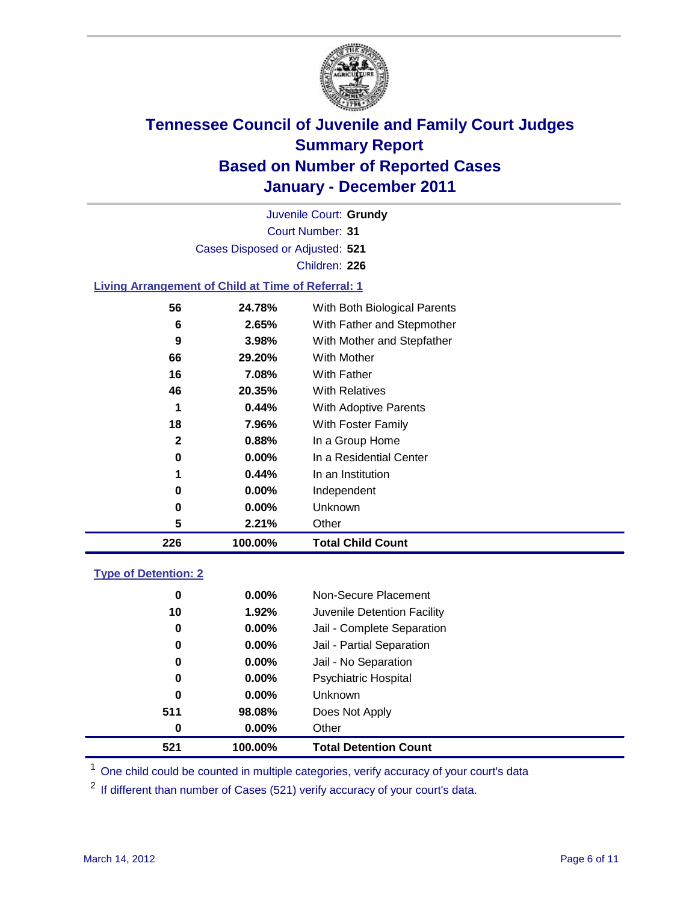# Tennessee Council of Juvenile and Family Court Judges
## Summary Report
## Based on Number of Reported Cases
## January - December 2011

Juvenile Court: **Grundy**

Court Number: **31**

Cases Disposed or Adjusted: **521**

Children: **226**

### Living Arrangement of Child at Time of Referral: 1

| Count | Percent | Category |
|---|---|---|
| 56 | 24.78% | With Both Biological Parents |
| 6 | 2.65% | With Father and Stepmother |
| 9 | 3.98% | With Mother and Stepfather |
| 66 | 29.20% | With Mother |
| 16 | 7.08% | With Father |
| 46 | 20.35% | With Relatives |
| 1 | 0.44% | With Adoptive Parents |
| 18 | 7.96% | With Foster Family |
| 2 | 0.88% | In a Group Home |
| 0 | 0.00% | In a Residential Center |
| 1 | 0.44% | In an Institution |
| 0 | 0.00% | Independent |
| 0 | 0.00% | Unknown |
| 5 | 2.21% | Other |
| **226** | **100.00%** | **Total Child Count** |

### Type of Detention: 2

| Count | Percent | Category |
|---|---|---|
| 0 | 0.00% | Non-Secure Placement |
| 10 | 1.92% | Juvenile Detention Facility |
| 0 | 0.00% | Jail - Complete Separation |
| 0 | 0.00% | Jail - Partial Separation |
| 0 | 0.00% | Jail - No Separation |
| 0 | 0.00% | Psychiatric Hospital |
| 0 | 0.00% | Unknown |
| 511 | 98.08% | Does Not Apply |
| 0 | 0.00% | Other |
| **521** | **100.00%** | **Total Detention Count** |

[1] One child could be counted in multiple categories, verify accuracy of your court's data

[2] If different than number of Cases (521) verify accuracy of your court's data.

March 14, 2012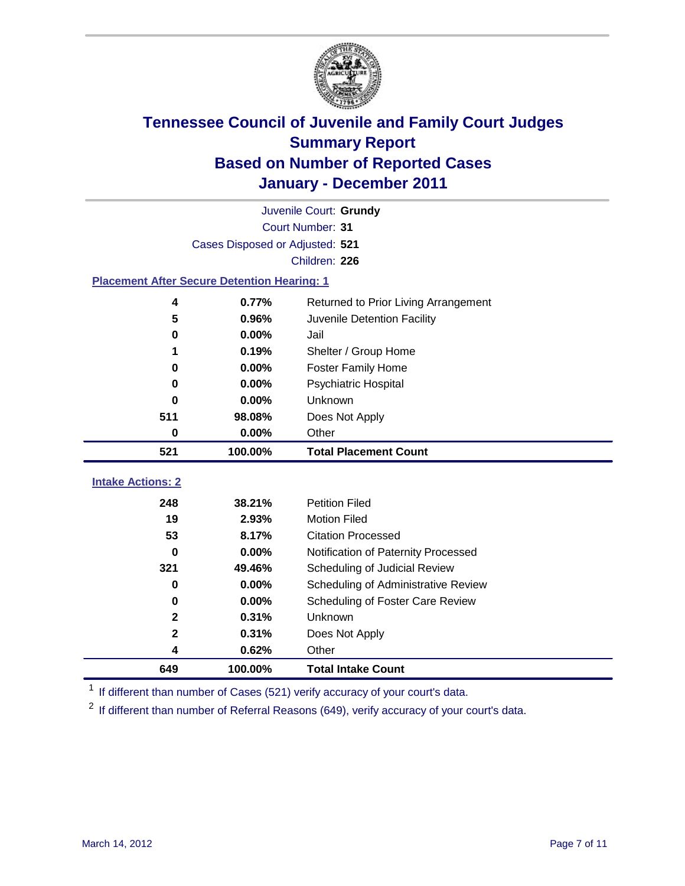# Tennessee Council of Juvenile and Family Court Judges
## Summary Report
## Based on Number of Reported Cases
## January - December 2011

Juvenile Court: **Grundy**

Court Number: **31**

Cases Disposed or Adjusted: **521**

Children: **226**

### Placement After Secure Detention Hearing: 1

| Count | Percent | Placement |
|---|---|---|
| 4 | 0.77% | Returned to Prior Living Arrangement |
| 5 | 0.96% | Juvenile Detention Facility |
| 0 | 0.00% | Jail |
| 1 | 0.19% | Shelter / Group Home |
| 0 | 0.00% | Foster Family Home |
| 0 | 0.00% | Psychiatric Hospital |
| 0 | 0.00% | Unknown |
| 511 | 98.08% | Does Not Apply |
| 0 | 0.00% | Other |
| **521** | **100.00%** | **Total Placement Count** |

### Intake Actions: 2

| Count | Percent | Intake Action |
|---|---|---|
| 248 | 38.21% | Petition Filed |
| 19 | 2.93% | Motion Filed |
| 53 | 8.17% | Citation Processed |
| 0 | 0.00% | Notification of Paternity Processed |
| 321 | 49.46% | Scheduling of Judicial Review |
| 0 | 0.00% | Scheduling of Administrative Review |
| 0 | 0.00% | Scheduling of Foster Care Review |
| 2 | 0.31% | Unknown |
| 2 | 0.31% | Does Not Apply |
| 4 | 0.62% | Other |
| **649** | **100.00%** | **Total Intake Count** |

[1] If different than number of Cases (521) verify accuracy of your court's data.

[2] If different than number of Referral Reasons (649), verify accuracy of your court's data.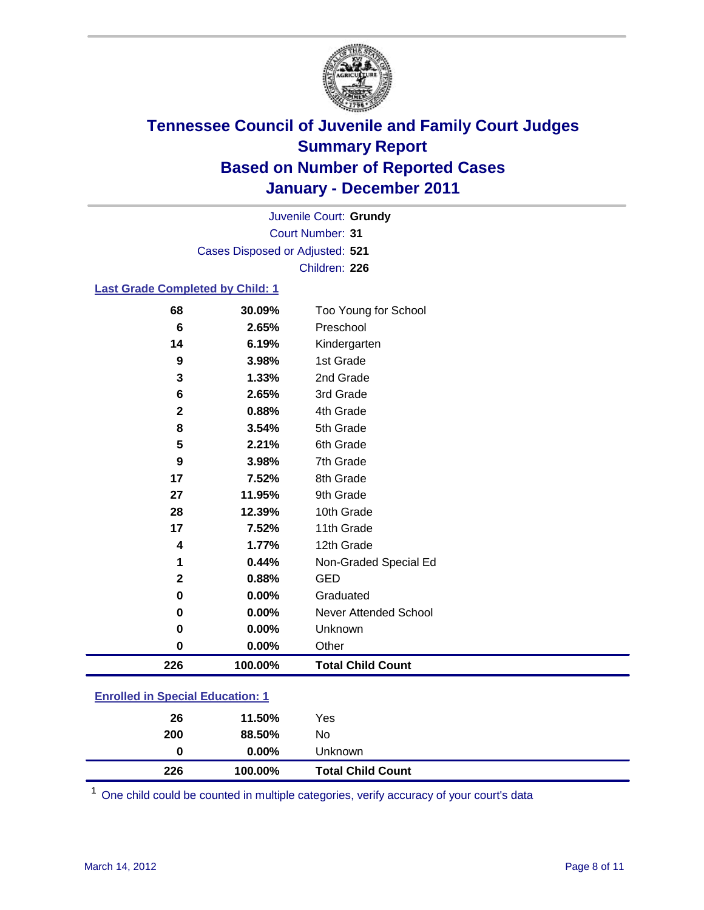# Tennessee Council of Juvenile and Family Court Judges
## Summary Report
## Based on Number of Reported Cases
## January - December 2011

Juvenile Court: **Grundy**
Court Number: **31**
Cases Disposed or Adjusted: **521**
Children: **226**

### Last Grade Completed by Child: 1

| Count | Percent | Category |
|---|---|---|
| 68 | 30.09% | Too Young for School |
| 6 | 2.65% | Preschool |
| 14 | 6.19% | Kindergarten |
| 9 | 3.98% | 1st Grade |
| 3 | 1.33% | 2nd Grade |
| 6 | 2.65% | 3rd Grade |
| 2 | 0.88% | 4th Grade |
| 8 | 3.54% | 5th Grade |
| 5 | 2.21% | 6th Grade |
| 9 | 3.98% | 7th Grade |
| 17 | 7.52% | 8th Grade |
| 27 | 11.95% | 9th Grade |
| 28 | 12.39% | 10th Grade |
| 17 | 7.52% | 11th Grade |
| 4 | 1.77% | 12th Grade |
| 1 | 0.44% | Non-Graded Special Ed |
| 2 | 0.88% | GED |
| 0 | 0.00% | Graduated |
| 0 | 0.00% | Never Attended School |
| 0 | 0.00% | Unknown |
| 0 | 0.00% | Other |
| **226** | **100.00%** | **Total Child Count** |

### Enrolled in Special Education: 1

| Count | Percent | Category |
|---|---|---|
| 26 | 11.50% | Yes |
| 200 | 88.50% | No |
| 0 | 0.00% | Unknown |
| **226** | **100.00%** | **Total Child Count** |

[1] One child could be counted in multiple categories, verify accuracy of your court's data

March 14, 2012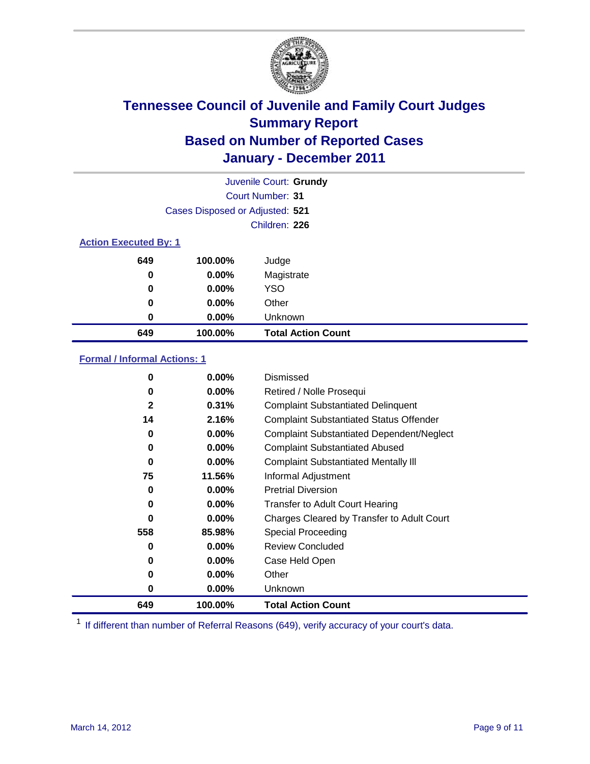# Tennessee Council of Juvenile and Family Court Judges
## Summary Report
## Based on Number of Reported Cases
## January - December 2011

Juvenile Court: **Grundy**

Court Number: **31**

Cases Disposed or Adjusted: **521**

Children: **226**

### Action Executed By: 1

| | | |
|---|---|---|
| 649 | 100.00% | Judge |
| 0 | 0.00% | Magistrate |
| 0 | 0.00% | YSO |
| 0 | 0.00% | Other |
| 0 | 0.00% | Unknown |
| **649** | **100.00%** | **Total Action Count** |

### Formal / Informal Actions: 1

| | | |
|---|---|---|
| 0 | 0.00% | Dismissed |
| 0 | 0.00% | Retired / Nolle Prosequi |
| 2 | 0.31% | Complaint Substantiated Delinquent |
| 14 | 2.16% | Complaint Substantiated Status Offender |
| 0 | 0.00% | Complaint Substantiated Dependent/Neglect |
| 0 | 0.00% | Complaint Substantiated Abused |
| 0 | 0.00% | Complaint Substantiated Mentally Ill |
| 75 | 11.56% | Informal Adjustment |
| 0 | 0.00% | Pretrial Diversion |
| 0 | 0.00% | Transfer to Adult Court Hearing |
| 0 | 0.00% | Charges Cleared by Transfer to Adult Court |
| 558 | 85.98% | Special Proceeding |
| 0 | 0.00% | Review Concluded |
| 0 | 0.00% | Case Held Open |
| 0 | 0.00% | Other |
| 0 | 0.00% | Unknown |
| **649** | **100.00%** | **Total Action Count** |

[1] If different than number of Referral Reasons (649), verify accuracy of your court's data.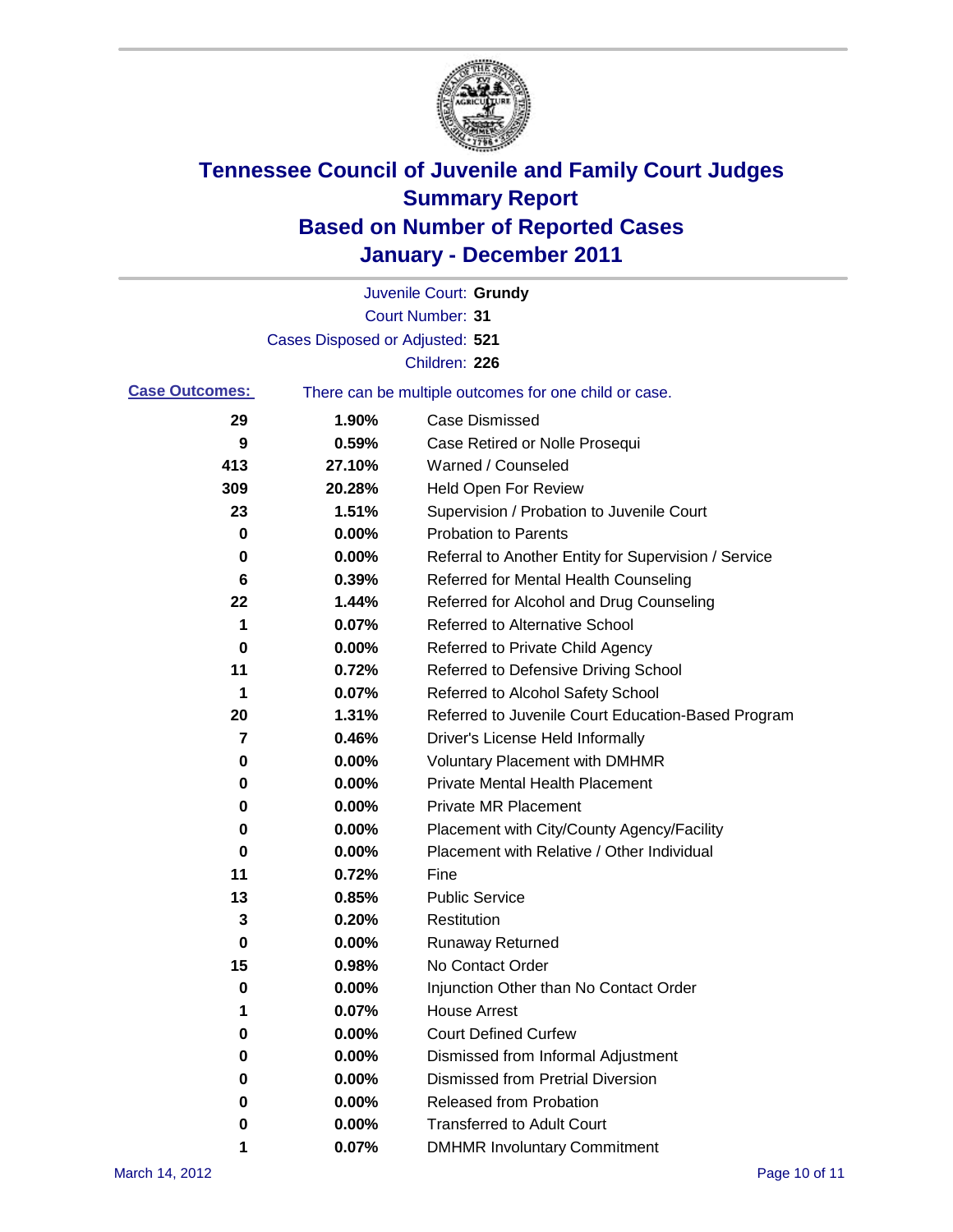# Tennessee Council of Juvenile and Family Court Judges
## Summary Report
## Based on Number of Reported Cases
## January - December 2011

Juvenile Court: **Grundy**

Court Number: **31**

Cases Disposed or Adjusted: **521**

Children: **226**

**Case Outcomes:** There can be multiple outcomes for one child or case.

| | | |
|---|---|---|
| 29 | 1.90% | Case Dismissed |
| 9 | 0.59% | Case Retired or Nolle Prosequi |
| 413 | 27.10% | Warned / Counseled |
| 309 | 20.28% | Held Open For Review |
| 23 | 1.51% | Supervision / Probation to Juvenile Court |
| 0 | 0.00% | Probation to Parents |
| 0 | 0.00% | Referral to Another Entity for Supervision / Service |
| 6 | 0.39% | Referred for Mental Health Counseling |
| 22 | 1.44% | Referred for Alcohol and Drug Counseling |
| 1 | 0.07% | Referred to Alternative School |
| 0 | 0.00% | Referred to Private Child Agency |
| 11 | 0.72% | Referred to Defensive Driving School |
| 1 | 0.07% | Referred to Alcohol Safety School |
| 20 | 1.31% | Referred to Juvenile Court Education-Based Program |
| 7 | 0.46% | Driver's License Held Informally |
| 0 | 0.00% | Voluntary Placement with DMHMR |
| 0 | 0.00% | Private Mental Health Placement |
| 0 | 0.00% | Private MR Placement |
| 0 | 0.00% | Placement with City/County Agency/Facility |
| 0 | 0.00% | Placement with Relative / Other Individual |
| 11 | 0.72% | Fine |
| 13 | 0.85% | Public Service |
| 3 | 0.20% | Restitution |
| 0 | 0.00% | Runaway Returned |
| 15 | 0.98% | No Contact Order |
| 0 | 0.00% | Injunction Other than No Contact Order |
| 1 | 0.07% | House Arrest |
| 0 | 0.00% | Court Defined Curfew |
| 0 | 0.00% | Dismissed from Informal Adjustment |
| 0 | 0.00% | Dismissed from Pretrial Diversion |
| 0 | 0.00% | Released from Probation |
| 0 | 0.00% | Transferred to Adult Court |
| 1 | 0.07% | DMHMR Involuntary Commitment |

March 14, 2012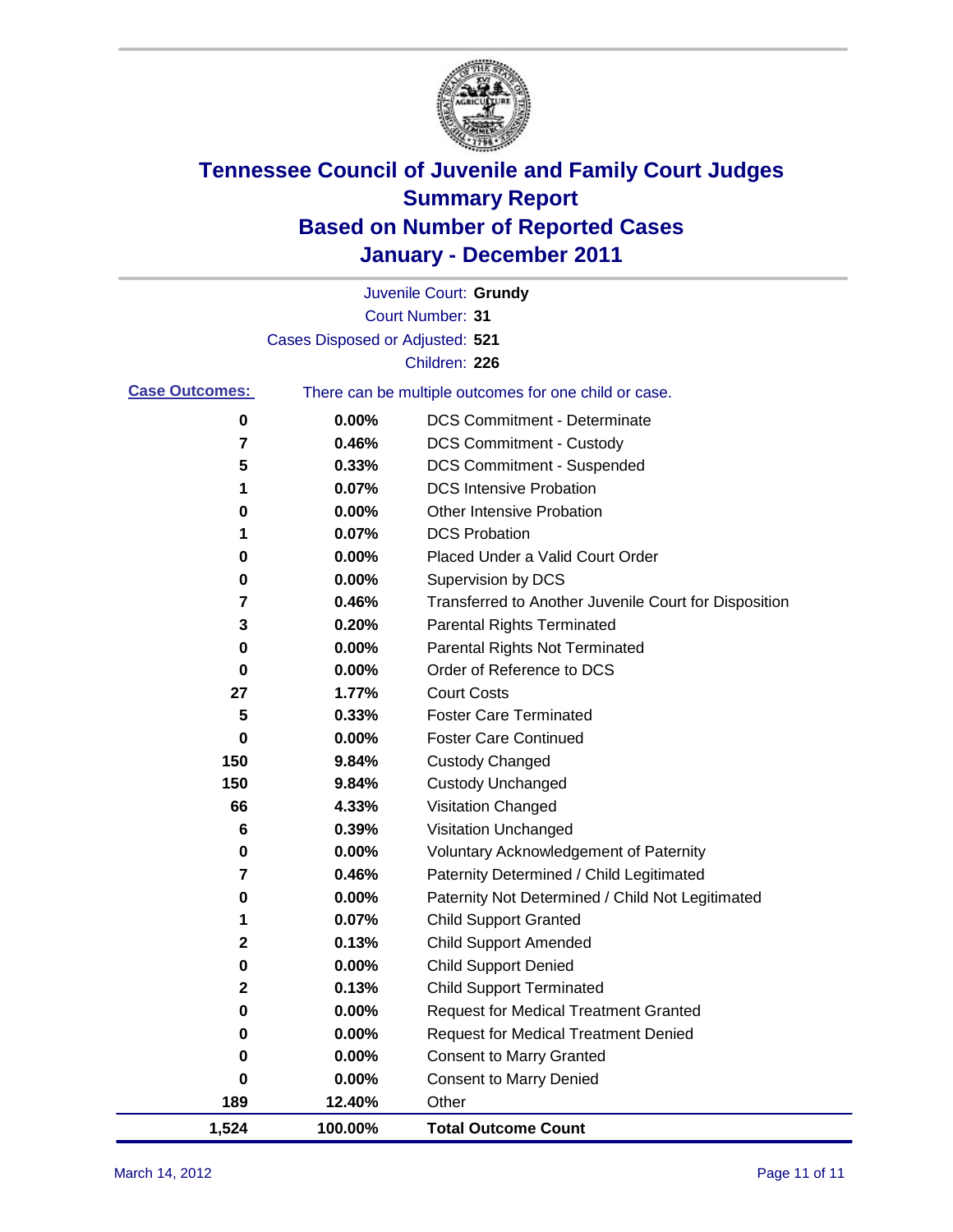# Tennessee Council of Juvenile and Family Court Judges
## Summary Report
## Based on Number of Reported Cases
## January - December 2011

Juvenile Court: **Grundy**

Court Number: **31**

Cases Disposed or Adjusted: **521**

Children: **226**

**Case Outcomes:** There can be multiple outcomes for one child or case.

| | | |
|---|---|---|
| 0 | 0.00% | DCS Commitment - Determinate |
| 7 | 0.46% | DCS Commitment - Custody |
| 5 | 0.33% | DCS Commitment - Suspended |
| 1 | 0.07% | DCS Intensive Probation |
| 0 | 0.00% | Other Intensive Probation |
| 1 | 0.07% | DCS Probation |
| 0 | 0.00% | Placed Under a Valid Court Order |
| 0 | 0.00% | Supervision by DCS |
| 7 | 0.46% | Transferred to Another Juvenile Court for Disposition |
| 3 | 0.20% | Parental Rights Terminated |
| 0 | 0.00% | Parental Rights Not Terminated |
| 0 | 0.00% | Order of Reference to DCS |
| 27 | 1.77% | Court Costs |
| 5 | 0.33% | Foster Care Terminated |
| 0 | 0.00% | Foster Care Continued |
| 150 | 9.84% | Custody Changed |
| 150 | 9.84% | Custody Unchanged |
| 66 | 4.33% | Visitation Changed |
| 6 | 0.39% | Visitation Unchanged |
| 0 | 0.00% | Voluntary Acknowledgement of Paternity |
| 7 | 0.46% | Paternity Determined / Child Legitimated |
| 0 | 0.00% | Paternity Not Determined / Child Not Legitimated |
| 1 | 0.07% | Child Support Granted |
| 2 | 0.13% | Child Support Amended |
| 0 | 0.00% | Child Support Denied |
| 2 | 0.13% | Child Support Terminated |
| 0 | 0.00% | Request for Medical Treatment Granted |
| 0 | 0.00% | Request for Medical Treatment Denied |
| 0 | 0.00% | Consent to Marry Granted |
| 0 | 0.00% | Consent to Marry Denied |
| 189 | 12.40% | Other |
| **1,524** | **100.00%** | **Total Outcome Count** |

March 14, 2012